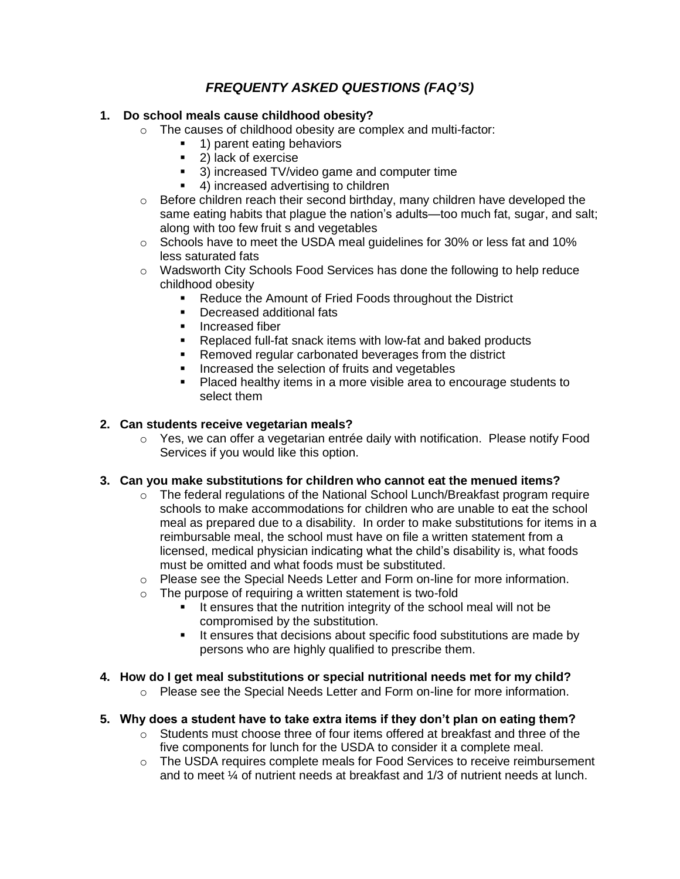# *FREQUENTY ASKED QUESTIONS (FAQ'S)*

1. **Do school meals cause childhood obesity?**
   - The causes of childhood obesity are complex and multi-factor:
     - 1) parent eating behaviors
     - 2) lack of exercise
     - 3) increased TV/video game and computer time
     - 4) increased advertising to children
   - Before children reach their second birthday, many children have developed the same eating habits that plague the nation's adults—too much fat, sugar, and salt; along with too few fruit s and vegetables
   - Schools have to meet the USDA meal guidelines for 30% or less fat and 10% less saturated fats
   - Wadsworth City Schools Food Services has done the following to help reduce childhood obesity
     - Reduce the Amount of Fried Foods throughout the District
     - Decreased additional fats
     - Increased fiber
     - Replaced full-fat snack items with low-fat and baked products
     - Removed regular carbonated beverages from the district
     - Increased the selection of fruits and vegetables
     - Placed healthy items in a more visible area to encourage students to select them

2. **Can students receive vegetarian meals?**
   - Yes, we can offer a vegetarian entrée daily with notification. Please notify Food Services if you would like this option.

3. **Can you make substitutions for children who cannot eat the menued items?**
   - The federal regulations of the National School Lunch/Breakfast program require schools to make accommodations for children who are unable to eat the school meal as prepared due to a disability. In order to make substitutions for items in a reimbursable meal, the school must have on file a written statement from a licensed, medical physician indicating what the child's disability is, what foods must be omitted and what foods must be substituted.
   - Please see the Special Needs Letter and Form on-line for more information.
   - The purpose of requiring a written statement is two-fold
     - It ensures that the nutrition integrity of the school meal will not be compromised by the substitution.
     - It ensures that decisions about specific food substitutions are made by persons who are highly qualified to prescribe them.

4. **How do I get meal substitutions or special nutritional needs met for my child?**
   - Please see the Special Needs Letter and Form on-line for more information.

5. **Why does a student have to take extra items if they don't plan on eating them?**
   - Students must choose three of four items offered at breakfast and three of the five components for lunch for the USDA to consider it a complete meal.
   - The USDA requires complete meals for Food Services to receive reimbursement and to meet ¼ of nutrient needs at breakfast and 1/3 of nutrient needs at lunch.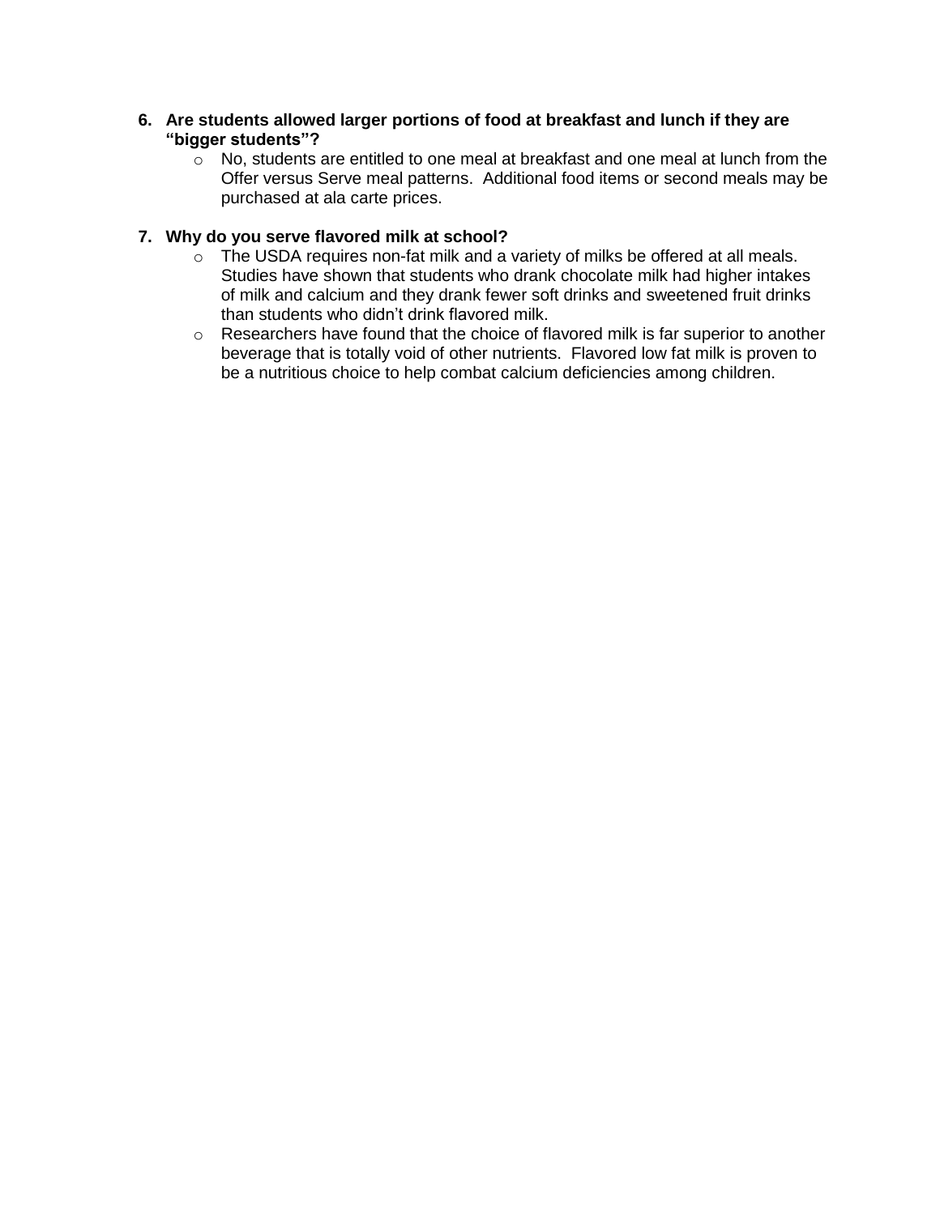6. **Are students allowed larger portions of food at breakfast and lunch if they are "bigger students"?**
   - No, students are entitled to one meal at breakfast and one meal at lunch from the Offer versus Serve meal patterns. Additional food items or second meals may be purchased at ala carte prices.

7. **Why do you serve flavored milk at school?**
   - The USDA requires non-fat milk and a variety of milks be offered at all meals. Studies have shown that students who drank chocolate milk had higher intakes of milk and calcium and they drank fewer soft drinks and sweetened fruit drinks than students who didn't drink flavored milk.
   - Researchers have found that the choice of flavored milk is far superior to another beverage that is totally void of other nutrients. Flavored low fat milk is proven to be a nutritious choice to help combat calcium deficiencies among children.